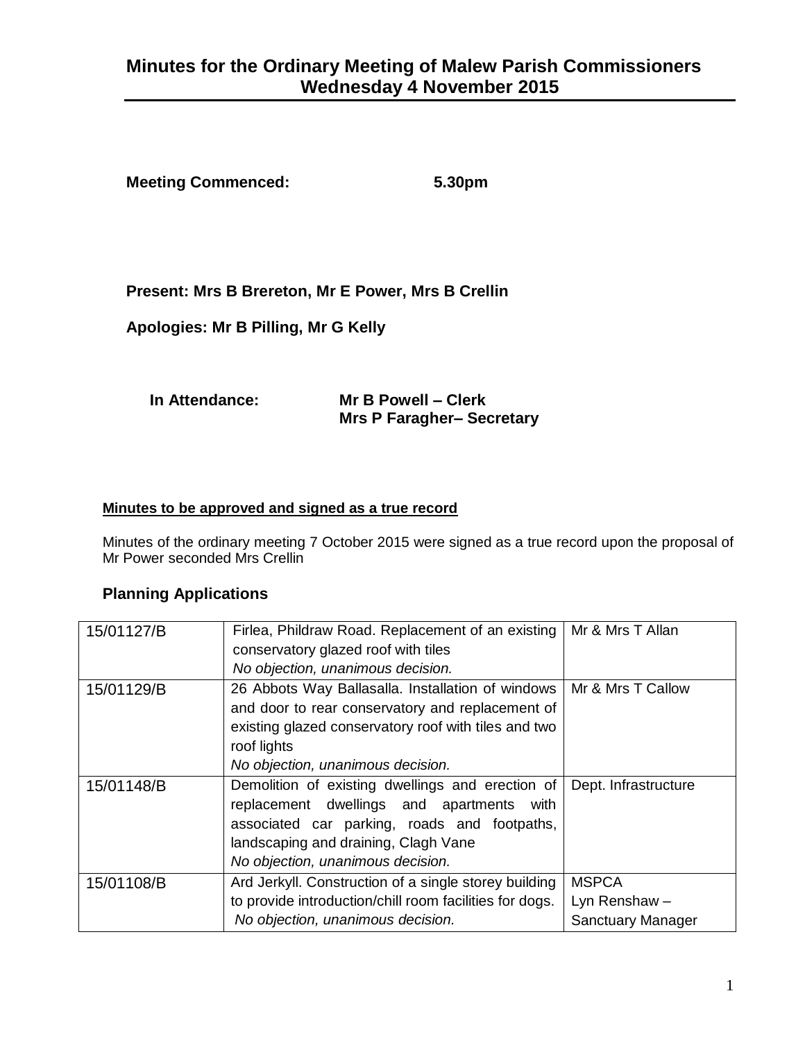# Minutes for the Ordinary Meeting of Malew Parish Commissioners Wednesday 4 November 2015

**Meeting Commenced:** **5.30pm**

**Present: Mrs B Brereton, Mr E Power, Mrs B Crellin**

**Apologies: Mr B Pilling, Mr G Kelly**

**In Attendance:** **Mr B Powell – Clerk**
**Mrs P Faragher– Secretary**

**Minutes to be approved and signed as a true record**

Minutes of the ordinary meeting 7 October 2015 were signed as a true record upon the proposal of Mr Power seconded Mrs Crellin

## Planning Applications

| | | |
|---|---|---|
| 15/01127/B | Firlea, Phildraw Road. Replacement of an existing conservatory glazed roof with tiles<br>*No objection, unanimous decision.* | Mr & Mrs T Allan |
| 15/01129/B | 26 Abbots Way Ballasalla. Installation of windows and door to rear conservatory and replacement of existing glazed conservatory roof with tiles and two roof lights<br>*No objection, unanimous decision.* | Mr & Mrs T Callow |
| 15/01148/B | Demolition of existing dwellings and erection of replacement dwellings and apartments with associated car parking, roads and footpaths, landscaping and draining, Clagh Vane<br>*No objection, unanimous decision.* | Dept. Infrastructure |
| 15/01108/B | Ard Jerkyll. Construction of a single storey building to provide introduction/chill room facilities for dogs.<br>*No objection, unanimous decision.* | MSPCA<br>Lyn Renshaw – Sanctuary Manager |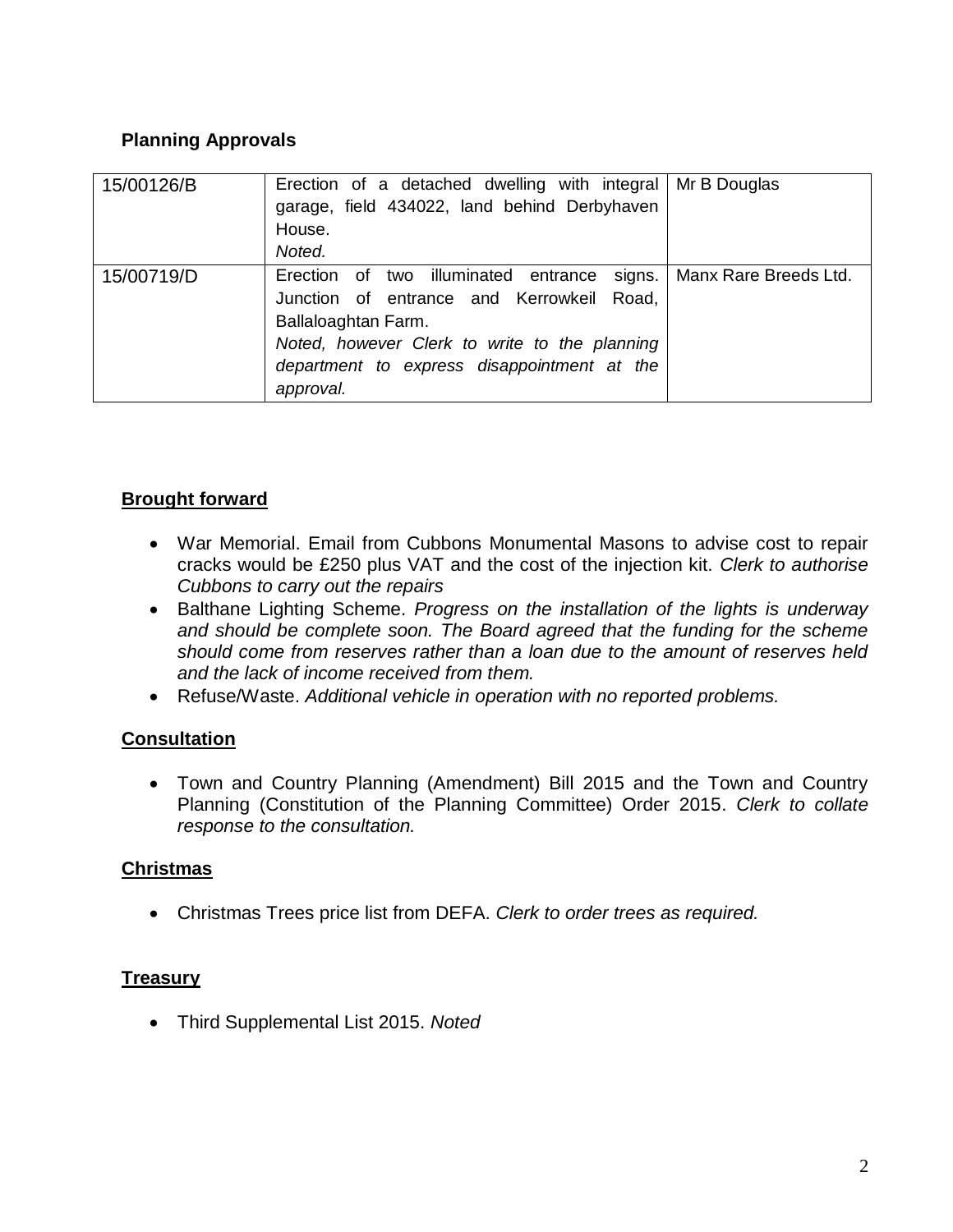## Planning Approvals

| 15/00126/B | Erection of a detached dwelling with integral garage, field 434022, land behind Derbyhaven House.<br>*Noted.* | Mr B Douglas |
|---|---|---|
| 15/00719/D | Erection of two illuminated entrance signs. Junction of entrance and Kerrowkeil Road, Ballaloaghtan Farm.<br>*Noted, however Clerk to write to the planning department to express disappointment at the approval.* | Manx Rare Breeds Ltd. |

## Brought forward

- War Memorial. Email from Cubbons Monumental Masons to advise cost to repair cracks would be £250 plus VAT and the cost of the injection kit. *Clerk to authorise Cubbons to carry out the repairs*
- Balthane Lighting Scheme. *Progress on the installation of the lights is underway and should be complete soon. The Board agreed that the funding for the scheme should come from reserves rather than a loan due to the amount of reserves held and the lack of income received from them.*
- Refuse/Waste. *Additional vehicle in operation with no reported problems.*

## Consultation

- Town and Country Planning (Amendment) Bill 2015 and the Town and Country Planning (Constitution of the Planning Committee) Order 2015. *Clerk to collate response to the consultation.*

## Christmas

- Christmas Trees price list from DEFA. *Clerk to order trees as required.*

## Treasury

- Third Supplemental List 2015. *Noted*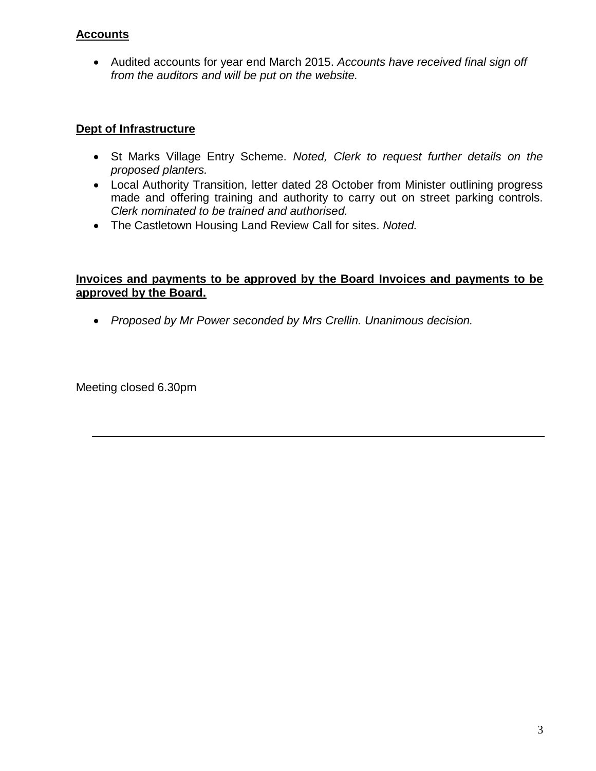**Accounts**

- Audited accounts for year end March 2015. *Accounts have received final sign off from the auditors and will be put on the website.*

**Dept of Infrastructure**

- St Marks Village Entry Scheme. *Noted, Clerk to request further details on the proposed planters.*
- Local Authority Transition, letter dated 28 October from Minister outlining progress made and offering training and authority to carry out on street parking controls. *Clerk nominated to be trained and authorised.*
- The Castletown Housing Land Review Call for sites. *Noted.*

**Invoices and payments to be approved by the Board Invoices and payments to be approved by the Board.**

- *Proposed by Mr Power seconded by Mrs Crellin. Unanimous decision.*

Meeting closed 6.30pm

---